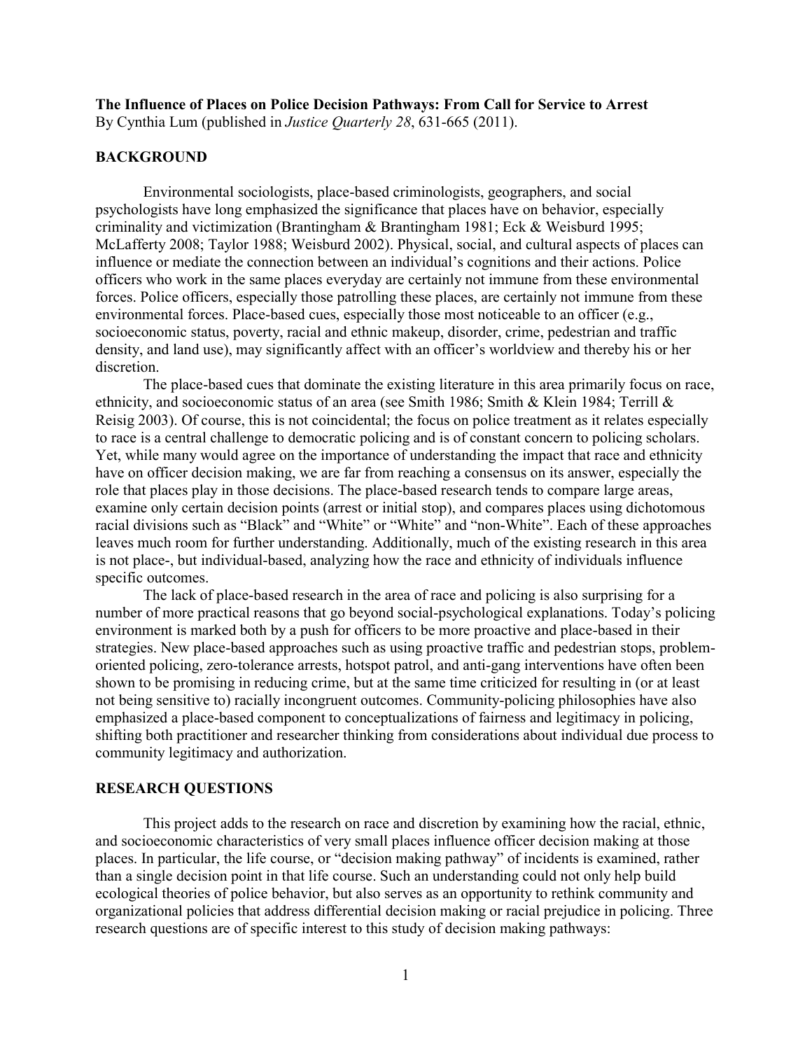**The Influence of Places on Police Decision Pathways: From Call for Service to Arrest**
By Cynthia Lum (published in *Justice Quarterly 28*, 631-665 (2011).

## BACKGROUND

Environmental sociologists, place-based criminologists, geographers, and social psychologists have long emphasized the significance that places have on behavior, especially criminality and victimization (Brantingham & Brantingham 1981; Eck & Weisburd 1995; McLafferty 2008; Taylor 1988; Weisburd 2002). Physical, social, and cultural aspects of places can influence or mediate the connection between an individual's cognitions and their actions. Police officers who work in the same places everyday are certainly not immune from these environmental forces. Police officers, especially those patrolling these places, are certainly not immune from these environmental forces. Place-based cues, especially those most noticeable to an officer (e.g., socioeconomic status, poverty, racial and ethnic makeup, disorder, crime, pedestrian and traffic density, and land use), may significantly affect with an officer's worldview and thereby his or her discretion.

The place-based cues that dominate the existing literature in this area primarily focus on race, ethnicity, and socioeconomic status of an area (see Smith 1986; Smith & Klein 1984; Terrill & Reisig 2003). Of course, this is not coincidental; the focus on police treatment as it relates especially to race is a central challenge to democratic policing and is of constant concern to policing scholars. Yet, while many would agree on the importance of understanding the impact that race and ethnicity have on officer decision making, we are far from reaching a consensus on its answer, especially the role that places play in those decisions. The place-based research tends to compare large areas, examine only certain decision points (arrest or initial stop), and compares places using dichotomous racial divisions such as "Black" and "White" or "White" and "non-White". Each of these approaches leaves much room for further understanding. Additionally, much of the existing research in this area is not place-, but individual-based, analyzing how the race and ethnicity of individuals influence specific outcomes.

The lack of place-based research in the area of race and policing is also surprising for a number of more practical reasons that go beyond social-psychological explanations. Today's policing environment is marked both by a push for officers to be more proactive and place-based in their strategies. New place-based approaches such as using proactive traffic and pedestrian stops, problem-oriented policing, zero-tolerance arrests, hotspot patrol, and anti-gang interventions have often been shown to be promising in reducing crime, but at the same time criticized for resulting in (or at least not being sensitive to) racially incongruent outcomes. Community-policing philosophies have also emphasized a place-based component to conceptualizations of fairness and legitimacy in policing, shifting both practitioner and researcher thinking from considerations about individual due process to community legitimacy and authorization.

## RESEARCH QUESTIONS

This project adds to the research on race and discretion by examining how the racial, ethnic, and socioeconomic characteristics of very small places influence officer decision making at those places. In particular, the life course, or "decision making pathway" of incidents is examined, rather than a single decision point in that life course. Such an understanding could not only help build ecological theories of police behavior, but also serves as an opportunity to rethink community and organizational policies that address differential decision making or racial prejudice in policing. Three research questions are of specific interest to this study of decision making pathways: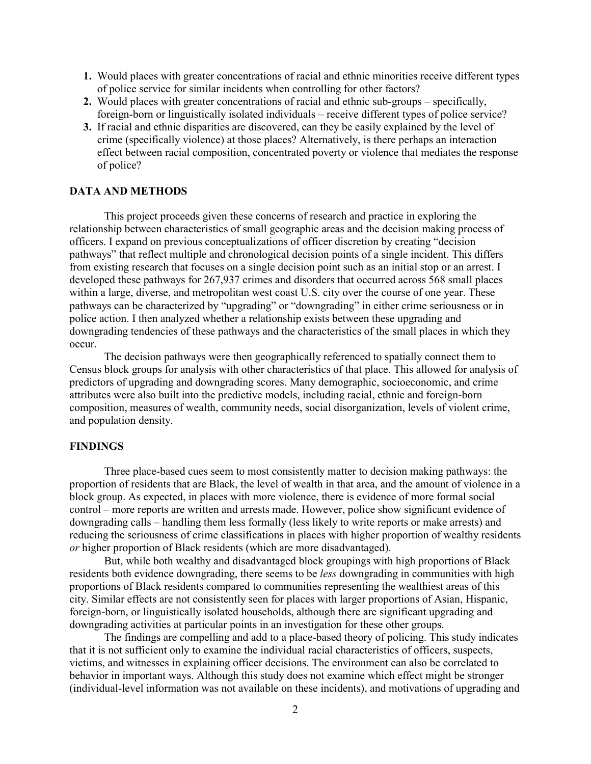1. Would places with greater concentrations of racial and ethnic minorities receive different types of police service for similar incidents when controlling for other factors?
2. Would places with greater concentrations of racial and ethnic sub-groups – specifically, foreign-born or linguistically isolated individuals – receive different types of police service?
3. If racial and ethnic disparities are discovered, can they be easily explained by the level of crime (specifically violence) at those places? Alternatively, is there perhaps an interaction effect between racial composition, concentrated poverty or violence that mediates the response of police?

## DATA AND METHODS

This project proceeds given these concerns of research and practice in exploring the relationship between characteristics of small geographic areas and the decision making process of officers. I expand on previous conceptualizations of officer discretion by creating "decision pathways" that reflect multiple and chronological decision points of a single incident. This differs from existing research that focuses on a single decision point such as an initial stop or an arrest. I developed these pathways for 267,937 crimes and disorders that occurred across 568 small places within a large, diverse, and metropolitan west coast U.S. city over the course of one year. These pathways can be characterized by "upgrading" or "downgrading" in either crime seriousness or in police action. I then analyzed whether a relationship exists between these upgrading and downgrading tendencies of these pathways and the characteristics of the small places in which they occur.

The decision pathways were then geographically referenced to spatially connect them to Census block groups for analysis with other characteristics of that place. This allowed for analysis of predictors of upgrading and downgrading scores. Many demographic, socioeconomic, and crime attributes were also built into the predictive models, including racial, ethnic and foreign-born composition, measures of wealth, community needs, social disorganization, levels of violent crime, and population density.

## FINDINGS

Three place-based cues seem to most consistently matter to decision making pathways: the proportion of residents that are Black, the level of wealth in that area, and the amount of violence in a block group. As expected, in places with more violence, there is evidence of more formal social control – more reports are written and arrests made. However, police show significant evidence of downgrading calls – handling them less formally (less likely to write reports or make arrests) and reducing the seriousness of crime classifications in places with higher proportion of wealthy residents *or* higher proportion of Black residents (which are more disadvantaged).

But, while both wealthy and disadvantaged block groupings with high proportions of Black residents both evidence downgrading, there seems to be *less* downgrading in communities with high proportions of Black residents compared to communities representing the wealthiest areas of this city. Similar effects are not consistently seen for places with larger proportions of Asian, Hispanic, foreign-born, or linguistically isolated households, although there are significant upgrading and downgrading activities at particular points in an investigation for these other groups.

The findings are compelling and add to a place-based theory of policing. This study indicates that it is not sufficient only to examine the individual racial characteristics of officers, suspects, victims, and witnesses in explaining officer decisions. The environment can also be correlated to behavior in important ways. Although this study does not examine which effect might be stronger (individual-level information was not available on these incidents), and motivations of upgrading and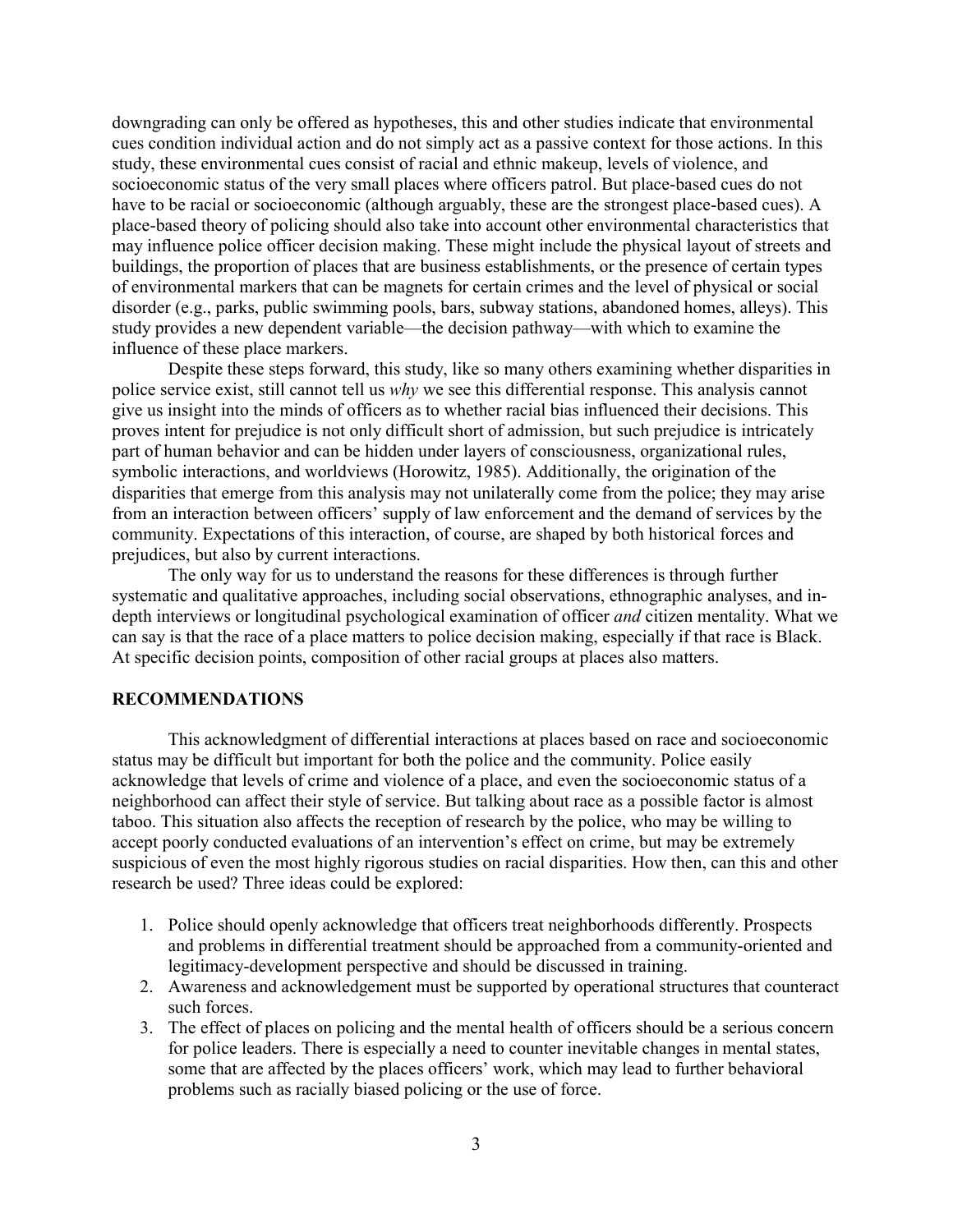downgrading can only be offered as hypotheses, this and other studies indicate that environmental cues condition individual action and do not simply act as a passive context for those actions. In this study, these environmental cues consist of racial and ethnic makeup, levels of violence, and socioeconomic status of the very small places where officers patrol. But place-based cues do not have to be racial or socioeconomic (although arguably, these are the strongest place-based cues). A place-based theory of policing should also take into account other environmental characteristics that may influence police officer decision making. These might include the physical layout of streets and buildings, the proportion of places that are business establishments, or the presence of certain types of environmental markers that can be magnets for certain crimes and the level of physical or social disorder (e.g., parks, public swimming pools, bars, subway stations, abandoned homes, alleys). This study provides a new dependent variable—the decision pathway—with which to examine the influence of these place markers.

Despite these steps forward, this study, like so many others examining whether disparities in police service exist, still cannot tell us *why* we see this differential response. This analysis cannot give us insight into the minds of officers as to whether racial bias influenced their decisions. This proves intent for prejudice is not only difficult short of admission, but such prejudice is intricately part of human behavior and can be hidden under layers of consciousness, organizational rules, symbolic interactions, and worldviews (Horowitz, 1985). Additionally, the origination of the disparities that emerge from this analysis may not unilaterally come from the police; they may arise from an interaction between officers' supply of law enforcement and the demand of services by the community. Expectations of this interaction, of course, are shaped by both historical forces and prejudices, but also by current interactions.

The only way for us to understand the reasons for these differences is through further systematic and qualitative approaches, including social observations, ethnographic analyses, and in-depth interviews or longitudinal psychological examination of officer *and* citizen mentality. What we can say is that the race of a place matters to police decision making, especially if that race is Black. At specific decision points, composition of other racial groups at places also matters.

## RECOMMENDATIONS

This acknowledgment of differential interactions at places based on race and socioeconomic status may be difficult but important for both the police and the community. Police easily acknowledge that levels of crime and violence of a place, and even the socioeconomic status of a neighborhood can affect their style of service. But talking about race as a possible factor is almost taboo. This situation also affects the reception of research by the police, who may be willing to accept poorly conducted evaluations of an intervention's effect on crime, but may be extremely suspicious of even the most highly rigorous studies on racial disparities. How then, can this and other research be used? Three ideas could be explored:

1. Police should openly acknowledge that officers treat neighborhoods differently. Prospects and problems in differential treatment should be approached from a community-oriented and legitimacy-development perspective and should be discussed in training.
2. Awareness and acknowledgement must be supported by operational structures that counteract such forces.
3. The effect of places on policing and the mental health of officers should be a serious concern for police leaders. There is especially a need to counter inevitable changes in mental states, some that are affected by the places officers' work, which may lead to further behavioral problems such as racially biased policing or the use of force.